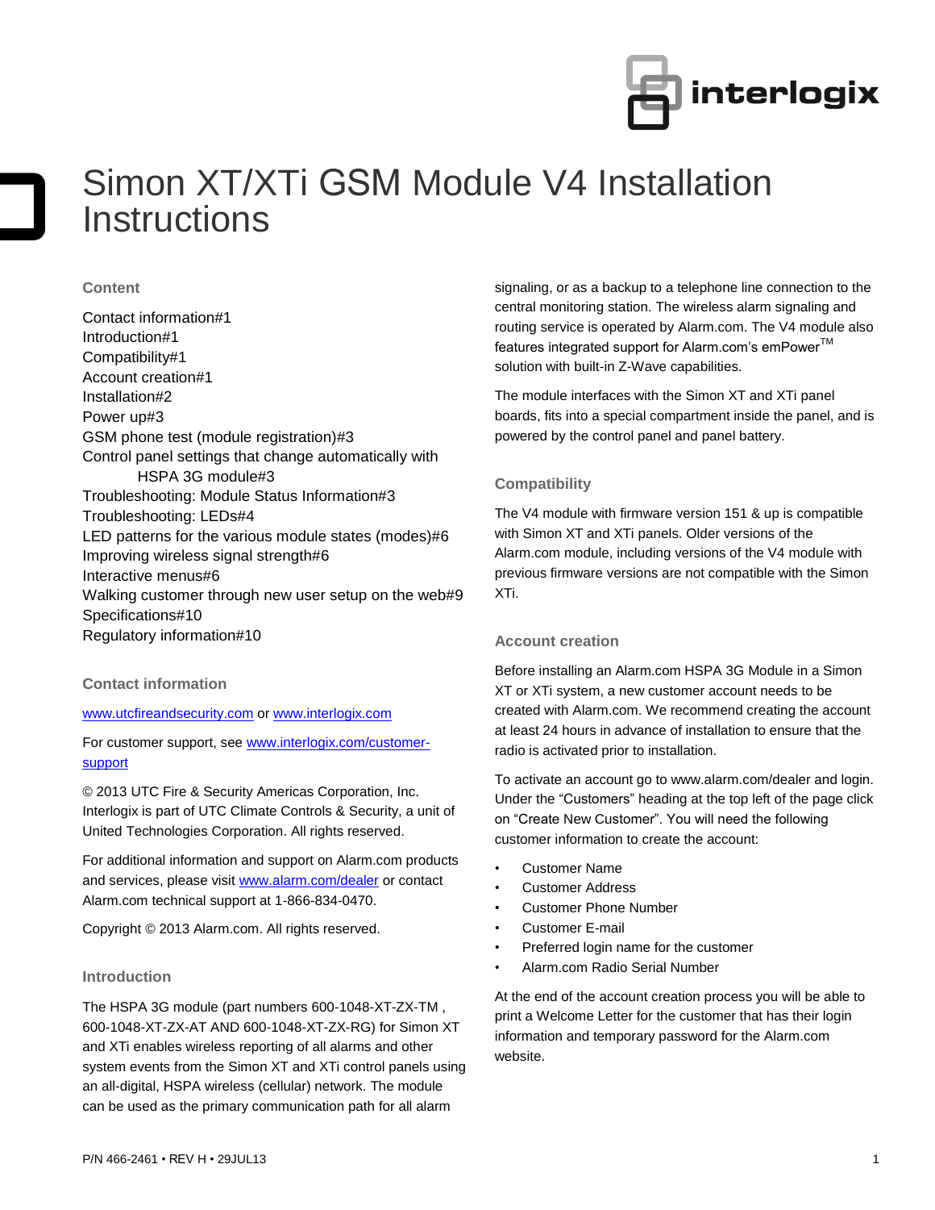# Simon XT/XTi GSM Module V4 Installation Instructions

## Content

Contact information#1
Introduction#1
Compatibility#1
Account creation#1
Installation#2
Power up#3
GSM phone test (module registration)#3
Control panel settings that change automatically with HSPA 3G module#3
Troubleshooting: Module Status Information#3
Troubleshooting: LEDs#4
LED patterns for the various module states (modes)#6
Improving wireless signal strength#6
Interactive menus#6
Walking customer through new user setup on the web#9
Specifications#10
Regulatory information#10

## Contact information

www.utcfireandsecurity.com or www.interlogix.com

For customer support, see www.interlogix.com/customer-support

© 2013 UTC Fire & Security Americas Corporation, Inc. Interlogix is part of UTC Climate Controls & Security, a unit of United Technologies Corporation. All rights reserved.

For additional information and support on Alarm.com products and services, please visit www.alarm.com/dealer or contact Alarm.com technical support at 1-866-834-0470.

Copyright © 2013 Alarm.com. All rights reserved.

## Introduction

The HSPA 3G module (part numbers 600-1048-XT-ZX-TM , 600-1048-XT-ZX-AT AND 600-1048-XT-ZX-RG) for Simon XT and XTi enables wireless reporting of all alarms and other system events from the Simon XT and XTi control panels using an all-digital, HSPA wireless (cellular) network. The module can be used as the primary communication path for all alarm signaling, or as a backup to a telephone line connection to the central monitoring station. The wireless alarm signaling and routing service is operated by Alarm.com. The V4 module also features integrated support for Alarm.com's emPower™ solution with built-in Z-Wave capabilities.

The module interfaces with the Simon XT and XTi panel boards, fits into a special compartment inside the panel, and is powered by the control panel and panel battery.

## Compatibility

The V4 module with firmware version 151 & up is compatible with Simon XT and XTi panels. Older versions of the Alarm.com module, including versions of the V4 module with previous firmware versions are not compatible with the Simon XTi.

## Account creation

Before installing an Alarm.com HSPA 3G Module in a Simon XT or XTi system, a new customer account needs to be created with Alarm.com. We recommend creating the account at least 24 hours in advance of installation to ensure that the radio is activated prior to installation.

To activate an account go to www.alarm.com/dealer and login. Under the "Customers" heading at the top left of the page click on "Create New Customer". You will need the following customer information to create the account:

- Customer Name
- Customer Address
- Customer Phone Number
- Customer E-mail
- Preferred login name for the customer
- Alarm.com Radio Serial Number

At the end of the account creation process you will be able to print a Welcome Letter for the customer that has their login information and temporary password for the Alarm.com website.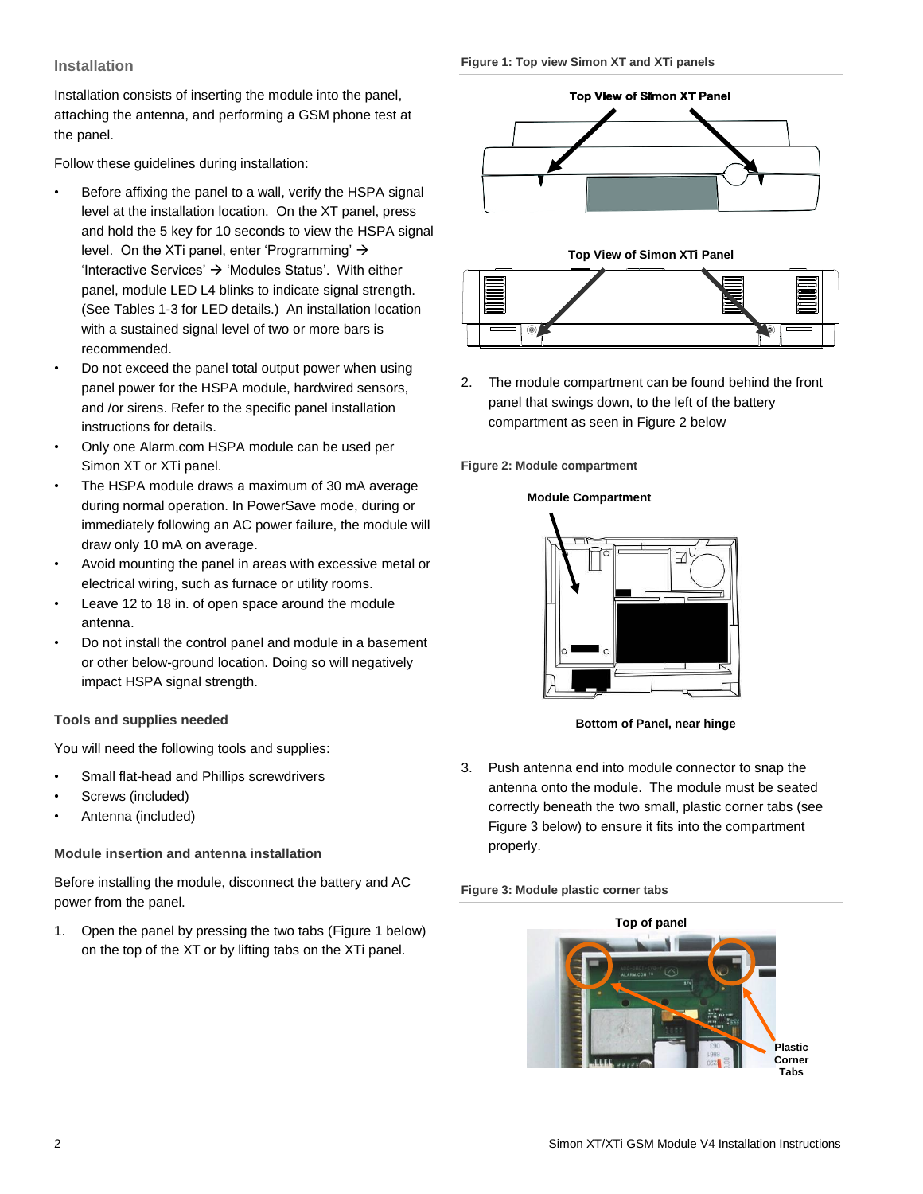## Installation

Installation consists of inserting the module into the panel, attaching the antenna, and performing a GSM phone test at the panel.

Follow these guidelines during installation:

- Before affixing the panel to a wall, verify the HSPA signal level at the installation location. On the XT panel, press and hold the 5 key for 10 seconds to view the HSPA signal level. On the XTi panel, enter 'Programming' → 'Interactive Services' → 'Modules Status'. With either panel, module LED L4 blinks to indicate signal strength. (See Tables 1-3 for LED details.) An installation location with a sustained signal level of two or more bars is recommended.
- Do not exceed the panel total output power when using panel power for the HSPA module, hardwired sensors, and /or sirens. Refer to the specific panel installation instructions for details.
- Only one Alarm.com HSPA module can be used per Simon XT or XTi panel.
- The HSPA module draws a maximum of 30 mA average during normal operation. In PowerSave mode, during or immediately following an AC power failure, the module will draw only 10 mA on average.
- Avoid mounting the panel in areas with excessive metal or electrical wiring, such as furnace or utility rooms.
- Leave 12 to 18 in. of open space around the module antenna.
- Do not install the control panel and module in a basement or other below-ground location. Doing so will negatively impact HSPA signal strength.

### Tools and supplies needed

You will need the following tools and supplies:

- Small flat-head and Phillips screwdrivers
- Screws (included)
- Antenna (included)

### Module insertion and antenna installation

Before installing the module, disconnect the battery and AC power from the panel.

1. Open the panel by pressing the two tabs (Figure 1 below) on the top of the XT or by lifting tabs on the XTi panel.

**Figure 1: Top view Simon XT and XTi panels**

Top View of Simon XT Panel

Top View of Simon XTi Panel

2. The module compartment can be found behind the front panel that swings down, to the left of the battery compartment as seen in Figure 2 below

**Figure 2: Module compartment**

Module Compartment

Bottom of Panel, near hinge

3. Push antenna end into module connector to snap the antenna onto the module. The module must be seated correctly beneath the two small, plastic corner tabs (see Figure 3 below) to ensure it fits into the compartment properly.

**Figure 3: Module plastic corner tabs**

Top of panel

Plastic Corner Tabs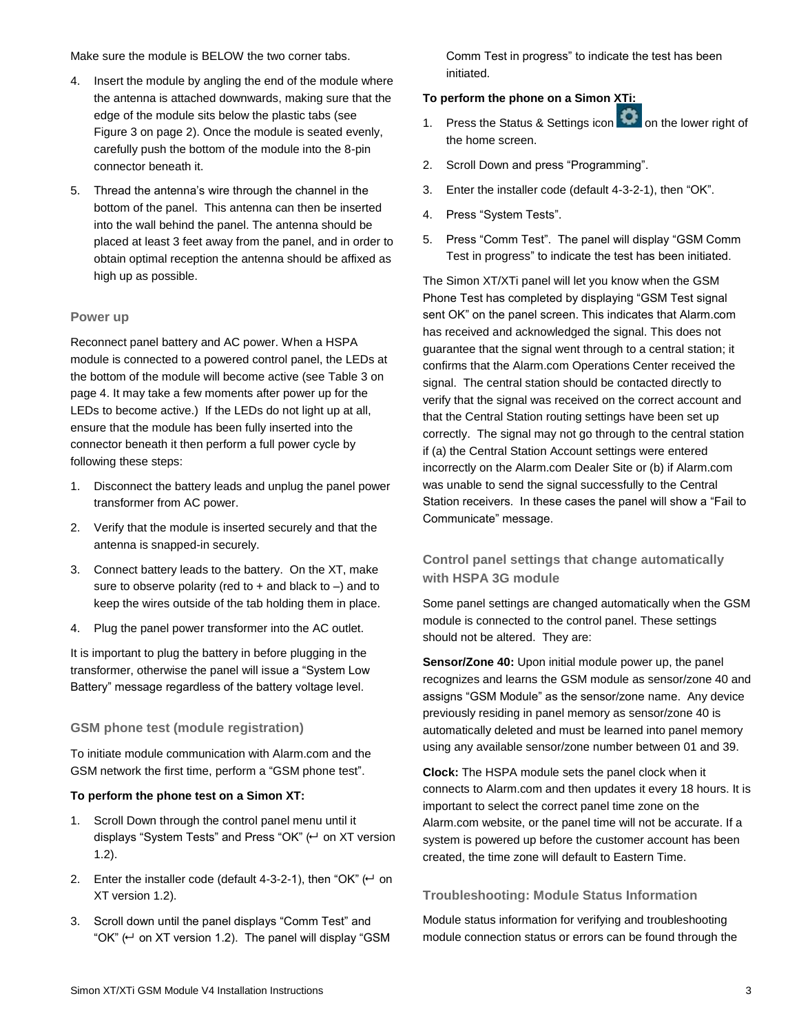Make sure the module is BELOW the two corner tabs.

4. Insert the module by angling the end of the module where the antenna is attached downwards, making sure that the edge of the module sits below the plastic tabs (see Figure 3 on page 2). Once the module is seated evenly, carefully push the bottom of the module into the 8-pin connector beneath it.
5. Thread the antenna's wire through the channel in the bottom of the panel. This antenna can then be inserted into the wall behind the panel. The antenna should be placed at least 3 feet away from the panel, and in order to obtain optimal reception the antenna should be affixed as high up as possible.

### Power up

Reconnect panel battery and AC power. When a HSPA module is connected to a powered control panel, the LEDs at the bottom of the module will become active (see Table 3 on page 4. It may take a few moments after power up for the LEDs to become active.) If the LEDs do not light up at all, ensure that the module has been fully inserted into the connector beneath it then perform a full power cycle by following these steps:

1. Disconnect the battery leads and unplug the panel power transformer from AC power.
2. Verify that the module is inserted securely and that the antenna is snapped-in securely.
3. Connect battery leads to the battery. On the XT, make sure to observe polarity (red to + and black to –) and to keep the wires outside of the tab holding them in place.
4. Plug the panel power transformer into the AC outlet.

It is important to plug the battery in before plugging in the transformer, otherwise the panel will issue a "System Low Battery" message regardless of the battery voltage level.

### GSM phone test (module registration)

To initiate module communication with Alarm.com and the GSM network the first time, perform a "GSM phone test".

**To perform the phone test on a Simon XT:**

1. Scroll Down through the control panel menu until it displays "System Tests" and Press "OK" (↵ on XT version 1.2).
2. Enter the installer code (default 4-3-2-1), then "OK" (↵ on XT version 1.2).
3. Scroll down until the panel displays "Comm Test" and "OK" (↵ on XT version 1.2). The panel will display "GSM Comm Test in progress" to indicate the test has been initiated.

**To perform the phone on a Simon XTi:**

1. Press the Status & Settings icon on the lower right of the home screen.
2. Scroll Down and press "Programming".
3. Enter the installer code (default 4-3-2-1), then "OK".
4. Press "System Tests".
5. Press "Comm Test". The panel will display "GSM Comm Test in progress" to indicate the test has been initiated.

The Simon XT/XTi panel will let you know when the GSM Phone Test has completed by displaying "GSM Test signal sent OK" on the panel screen. This indicates that Alarm.com has received and acknowledged the signal. This does not guarantee that the signal went through to a central station; it confirms that the Alarm.com Operations Center received the signal. The central station should be contacted directly to verify that the signal was received on the correct account and that the Central Station routing settings have been set up correctly. The signal may not go through to the central station if (a) the Central Station Account settings were entered incorrectly on the Alarm.com Dealer Site or (b) if Alarm.com was unable to send the signal successfully to the Central Station receivers. In these cases the panel will show a "Fail to Communicate" message.

### Control panel settings that change automatically with HSPA 3G module

Some panel settings are changed automatically when the GSM module is connected to the control panel. These settings should not be altered. They are:

**Sensor/Zone 40:** Upon initial module power up, the panel recognizes and learns the GSM module as sensor/zone 40 and assigns "GSM Module" as the sensor/zone name. Any device previously residing in panel memory as sensor/zone 40 is automatically deleted and must be learned into panel memory using any available sensor/zone number between 01 and 39.

**Clock:** The HSPA module sets the panel clock when it connects to Alarm.com and then updates it every 18 hours. It is important to select the correct panel time zone on the Alarm.com website, or the panel time will not be accurate. If a system is powered up before the customer account has been created, the time zone will default to Eastern Time.

### Troubleshooting: Module Status Information

Module status information for verifying and troubleshooting module connection status or errors can be found through the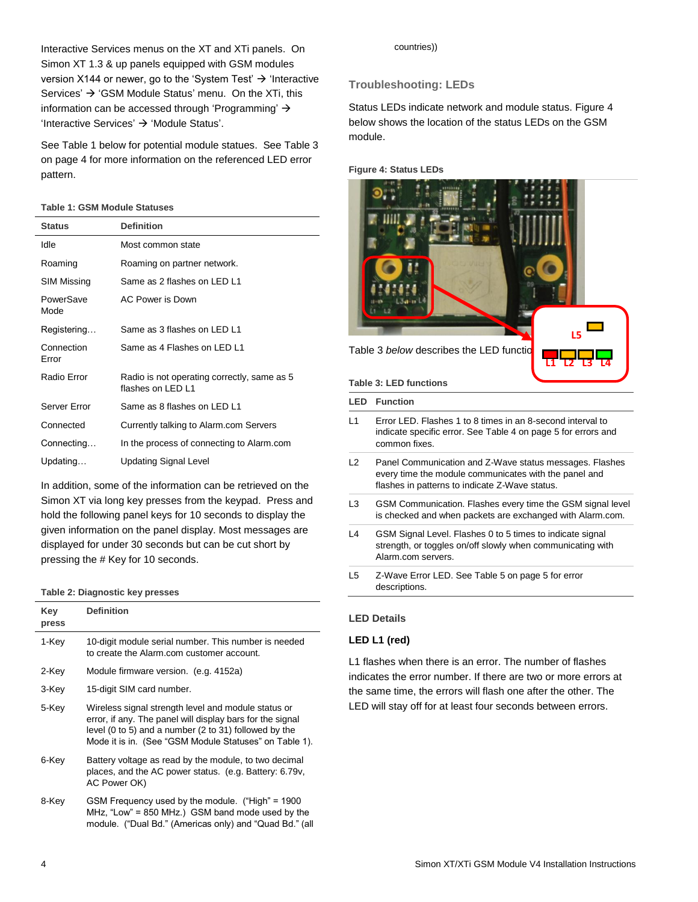Interactive Services menus on the XT and XTi panels. On Simon XT 1.3 & up panels equipped with GSM modules version X144 or newer, go to the 'System Test' → 'Interactive Services' → 'GSM Module Status' menu. On the XTi, this information can be accessed through 'Programming' → 'Interactive Services' → 'Module Status'.

See Table 1 below for potential module statues. See Table 3 on page 4 for more information on the referenced LED error pattern.

**Table 1: GSM Module Statuses**

| Status | Definition |
|---|---|
| Idle | Most common state |
| Roaming | Roaming on partner network. |
| SIM Missing | Same as 2 flashes on LED L1 |
| PowerSave Mode | AC Power is Down |
| Registering… | Same as 3 flashes on LED L1 |
| Connection Error | Same as 4 Flashes on LED L1 |
| Radio Error | Radio is not operating correctly, same as 5 flashes on LED L1 |
| Server Error | Same as 8 flashes on LED L1 |
| Connected | Currently talking to Alarm.com Servers |
| Connecting… | In the process of connecting to Alarm.com |
| Updating… | Updating Signal Level |

In addition, some of the information can be retrieved on the Simon XT via long key presses from the keypad. Press and hold the following panel keys for 10 seconds to display the given information on the panel display. Most messages are displayed for under 30 seconds but can be cut short by pressing the # Key for 10 seconds.

**Table 2: Diagnostic key presses**

| Key press | Definition |
|---|---|
| 1-Key | 10-digit module serial number. This number is needed to create the Alarm.com customer account. |
| 2-Key | Module firmware version. (e.g. 4152a) |
| 3-Key | 15-digit SIM card number. |
| 5-Key | Wireless signal strength level and module status or error, if any. The panel will display bars for the signal level (0 to 5) and a number (2 to 31) followed by the Mode it is in. (See "GSM Module Statuses" on Table 1). |
| 6-Key | Battery voltage as read by the module, to two decimal places, and the AC power status. (e.g. Battery: 6.79v, AC Power OK) |
| 8-Key | GSM Frequency used by the module. ("High" = 1900 MHz, "Low" = 850 MHz.) GSM band mode used by the module. ("Dual Bd." (Americas only) and "Quad Bd." (all countries)) |

## Troubleshooting: LEDs

Status LEDs indicate network and module status. Figure 4 below shows the location of the status LEDs on the GSM module.

**Figure 4: Status LEDs**

Table 3 *below* describes the LED functions.

**Table 3: LED functions**

| LED | Function |
|---|---|
| L1 | Error LED. Flashes 1 to 8 times in an 8-second interval to indicate specific error. See Table 4 on page 5 for errors and common fixes. |
| L2 | Panel Communication and Z-Wave status messages. Flashes every time the module communicates with the panel and flashes in patterns to indicate Z-Wave status. |
| L3 | GSM Communication. Flashes every time the GSM signal level is checked and when packets are exchanged with Alarm.com. |
| L4 | GSM Signal Level. Flashes 0 to 5 times to indicate signal strength, or toggles on/off slowly when communicating with Alarm.com servers. |
| L5 | Z-Wave Error LED. See Table 5 on page 5 for error descriptions. |

### LED Details

**LED L1 (red)**

L1 flashes when there is an error. The number of flashes indicates the error number. If there are two or more errors at the same time, the errors will flash one after the other. The LED will stay off for at least four seconds between errors.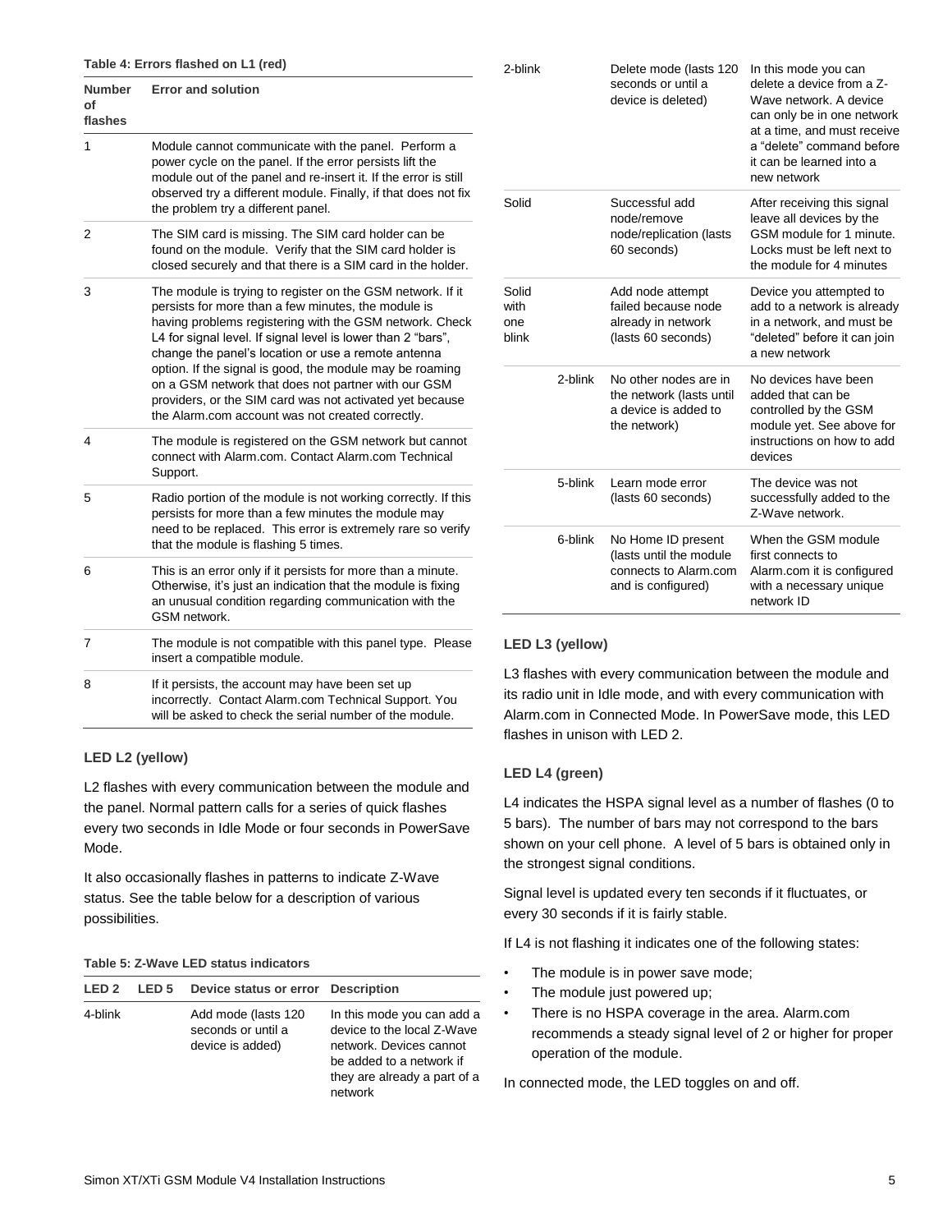**Table 4: Errors flashed on L1 (red)**

| Number of flashes | Error and solution |
|---|---|
| 1 | Module cannot communicate with the panel. Perform a power cycle on the panel. If the error persists lift the module out of the panel and re-insert it. If the error is still observed try a different module. Finally, if that does not fix the problem try a different panel. |
| 2 | The SIM card is missing. The SIM card holder can be found on the module. Verify that the SIM card holder is closed securely and that there is a SIM card in the holder. |
| 3 | The module is trying to register on the GSM network. If it persists for more than a few minutes, the module is having problems registering with the GSM network. Check L4 for signal level. If signal level is lower than 2 "bars", change the panel's location or use a remote antenna option. If the signal is good, the module may be roaming on a GSM network that does not partner with our GSM providers, or the SIM card was not activated yet because the Alarm.com account was not created correctly. |
| 4 | The module is registered on the GSM network but cannot connect with Alarm.com. Contact Alarm.com Technical Support. |
| 5 | Radio portion of the module is not working correctly. If this persists for more than a few minutes the module may need to be replaced. This error is extremely rare so verify that the module is flashing 5 times. |
| 6 | This is an error only if it persists for more than a minute. Otherwise, it's just an indication that the module is fixing an unusual condition regarding communication with the GSM network. |
| 7 | The module is not compatible with this panel type. Please insert a compatible module. |
| 8 | If it persists, the account may have been set up incorrectly. Contact Alarm.com Technical Support. You will be asked to check the serial number of the module. |

### LED L2 (yellow)

L2 flashes with every communication between the module and the panel. Normal pattern calls for a series of quick flashes every two seconds in Idle Mode or four seconds in PowerSave Mode.

It also occasionally flashes in patterns to indicate Z-Wave status. See the table below for a description of various possibilities.

**Table 5: Z-Wave LED status indicators**

| LED 2 | LED 5 | Device status or error | Description |
|---|---|---|---|
| 4-blink | | Add mode (lasts 120 seconds or until a device is added) | In this mode you can add a device to the local Z-Wave network. Devices cannot be added to a network if they are already a part of a network |
| 2-blink | | Delete mode (lasts 120 seconds or until a device is deleted) | In this mode you can delete a device from a Z-Wave network. A device can only be in one network at a time, and must receive a "delete" command before it can be learned into a new network |
| Solid | | Successful add node/remove node/replication (lasts 60 seconds) | After receiving this signal leave all devices by the GSM module for 1 minute. Locks must be left next to the module for 4 minutes |
| Solid with one blink | | Add node attempt failed because node already in network (lasts 60 seconds) | Device you attempted to add to a network is already in a network, and must be "deleted" before it can join a new network |
| | 2-blink | No other nodes are in the network (lasts until a device is added to the network) | No devices have been added that can be controlled by the GSM module yet. See above for instructions on how to add devices |
| | 5-blink | Learn mode error (lasts 60 seconds) | The device was not successfully added to the Z-Wave network. |
| | 6-blink | No Home ID present (lasts until the module connects to Alarm.com and is configured) | When the GSM module first connects to Alarm.com it is configured with a necessary unique network ID |

### LED L3 (yellow)

L3 flashes with every communication between the module and its radio unit in Idle mode, and with every communication with Alarm.com in Connected Mode. In PowerSave mode, this LED flashes in unison with LED 2.

### LED L4 (green)

L4 indicates the HSPA signal level as a number of flashes (0 to 5 bars). The number of bars may not correspond to the bars shown on your cell phone. A level of 5 bars is obtained only in the strongest signal conditions.

Signal level is updated every ten seconds if it fluctuates, or every 30 seconds if it is fairly stable.

If L4 is not flashing it indicates one of the following states:

- The module is in power save mode;
- The module just powered up;
- There is no HSPA coverage in the area. Alarm.com recommends a steady signal level of 2 or higher for proper operation of the module.

In connected mode, the LED toggles on and off.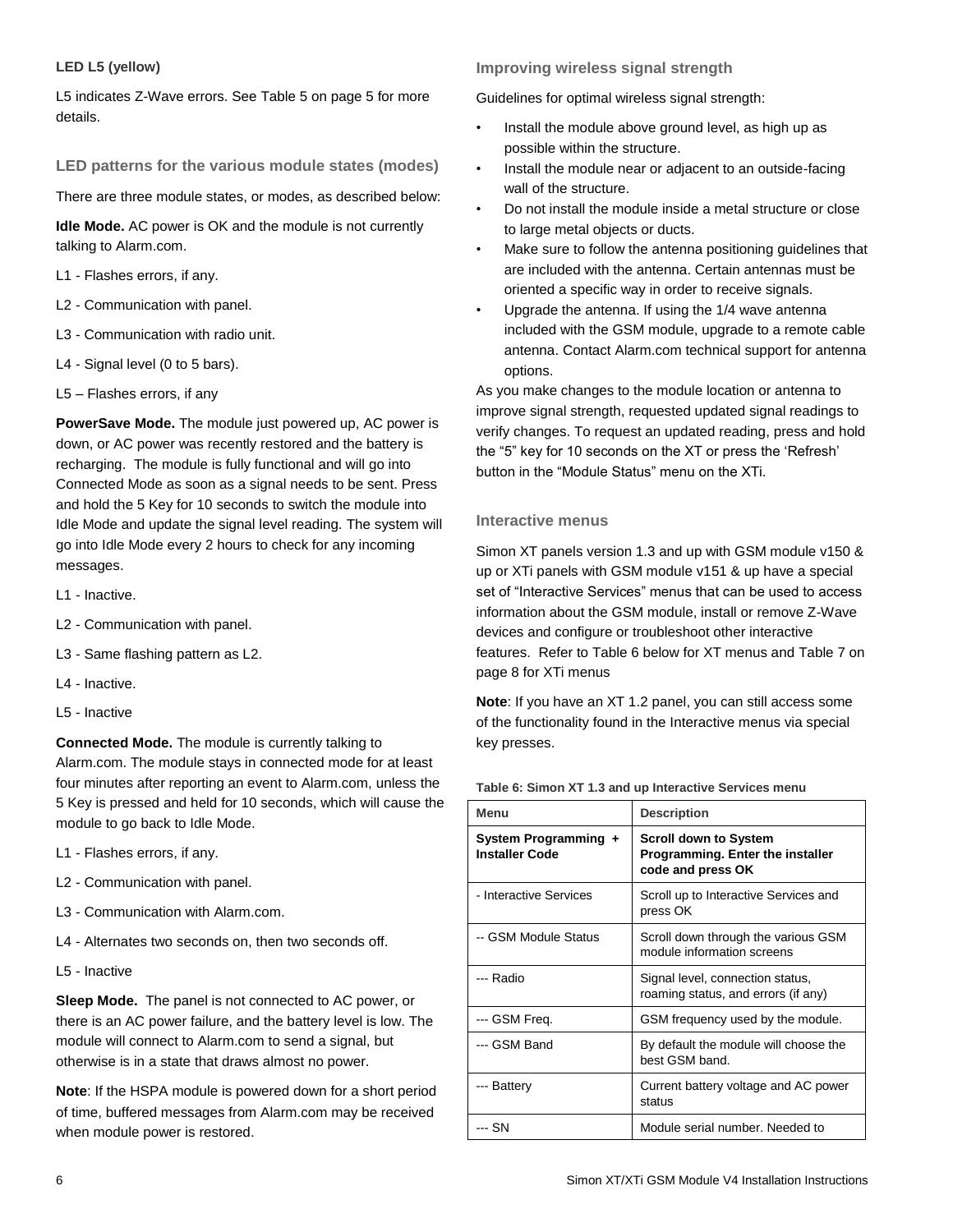**LED L5 (yellow)**

L5 indicates Z-Wave errors. See Table 5 on page 5 for more details.

### LED patterns for the various module states (modes)

There are three module states, or modes, as described below:

**Idle Mode.** AC power is OK and the module is not currently talking to Alarm.com.

L1 - Flashes errors, if any.

L2 - Communication with panel.

L3 - Communication with radio unit.

L4 - Signal level (0 to 5 bars).

L5 – Flashes errors, if any

**PowerSave Mode.** The module just powered up, AC power is down, or AC power was recently restored and the battery is recharging. The module is fully functional and will go into Connected Mode as soon as a signal needs to be sent. Press and hold the 5 Key for 10 seconds to switch the module into Idle Mode and update the signal level reading. The system will go into Idle Mode every 2 hours to check for any incoming messages.

L1 - Inactive.

L2 - Communication with panel.

L3 - Same flashing pattern as L2.

L4 - Inactive.

L5 - Inactive

**Connected Mode.** The module is currently talking to Alarm.com. The module stays in connected mode for at least four minutes after reporting an event to Alarm.com, unless the 5 Key is pressed and held for 10 seconds, which will cause the module to go back to Idle Mode.

L1 - Flashes errors, if any.

L2 - Communication with panel.

L3 - Communication with Alarm.com.

L4 - Alternates two seconds on, then two seconds off.

L5 - Inactive

**Sleep Mode.** The panel is not connected to AC power, or there is an AC power failure, and the battery level is low. The module will connect to Alarm.com to send a signal, but otherwise is in a state that draws almost no power.

**Note**: If the HSPA module is powered down for a short period of time, buffered messages from Alarm.com may be received when module power is restored.

### Improving wireless signal strength

Guidelines for optimal wireless signal strength:

- Install the module above ground level, as high up as possible within the structure.
- Install the module near or adjacent to an outside-facing wall of the structure.
- Do not install the module inside a metal structure or close to large metal objects or ducts.
- Make sure to follow the antenna positioning guidelines that are included with the antenna. Certain antennas must be oriented a specific way in order to receive signals.
- Upgrade the antenna. If using the 1/4 wave antenna included with the GSM module, upgrade to a remote cable antenna. Contact Alarm.com technical support for antenna options.

As you make changes to the module location or antenna to improve signal strength, requested updated signal readings to verify changes. To request an updated reading, press and hold the "5" key for 10 seconds on the XT or press the 'Refresh' button in the "Module Status" menu on the XTi.

### Interactive menus

Simon XT panels version 1.3 and up with GSM module v150 & up or XTi panels with GSM module v151 & up have a special set of "Interactive Services" menus that can be used to access information about the GSM module, install or remove Z-Wave devices and configure or troubleshoot other interactive features. Refer to Table 6 below for XT menus and Table 7 on page 8 for XTi menus

**Note**: If you have an XT 1.2 panel, you can still access some of the functionality found in the Interactive menus via special key presses.

**Table 6: Simon XT 1.3 and up Interactive Services menu**

| Menu | Description |
|---|---|
| **System Programming + Installer Code** | **Scroll down to System Programming. Enter the installer code and press OK** |
| - Interactive Services | Scroll up to Interactive Services and press OK |
| -- GSM Module Status | Scroll down through the various GSM module information screens |
| --- Radio | Signal level, connection status, roaming status, and errors (if any) |
| --- GSM Freq. | GSM frequency used by the module. |
| --- GSM Band | By default the module will choose the best GSM band. |
| --- Battery | Current battery voltage and AC power status |
| --- SN | Module serial number. Needed to |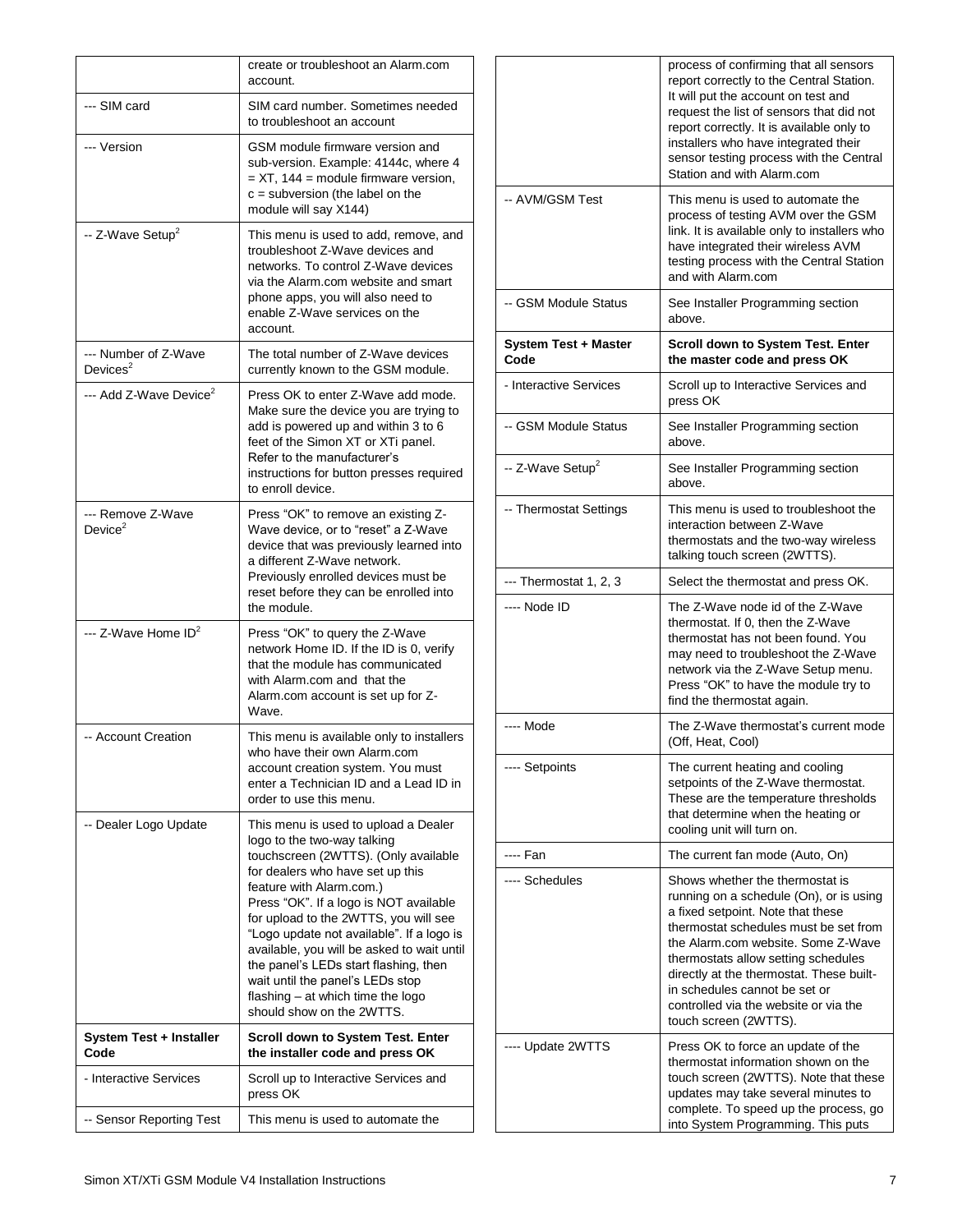| | |
|---|---|
| | create or troubleshoot an Alarm.com account. |
| --- SIM card | SIM card number. Sometimes needed to troubleshoot an account |
| --- Version | GSM module firmware version and sub-version. Example: 4144c, where 4 = XT, 144 = module firmware version, c = subversion (the label on the module will say X144) |
| -- Z-Wave Setup[2] | This menu is used to add, remove, and troubleshoot Z-Wave devices and networks. To control Z-Wave devices via the Alarm.com website and smart phone apps, you will also need to enable Z-Wave services on the account. |
| --- Number of Z-Wave Devices[2] | The total number of Z-Wave devices currently known to the GSM module. |
| --- Add Z-Wave Device[2] | Press OK to enter Z-Wave add mode. Make sure the device you are trying to add is powered up and within 3 to 6 feet of the Simon XT or XTi panel. Refer to the manufacturer's instructions for button presses required to enroll device. |
| --- Remove Z-Wave Device[2] | Press "OK" to remove an existing Z-Wave device, or to "reset" a Z-Wave device that was previously learned into a different Z-Wave network. Previously enrolled devices must be reset before they can be enrolled into the module. |
| --- Z-Wave Home ID[2] | Press "OK" to query the Z-Wave network Home ID. If the ID is 0, verify that the module has communicated with Alarm.com and that the Alarm.com account is set up for Z-Wave. |
| -- Account Creation | This menu is available only to installers who have their own Alarm.com account creation system. You must enter a Technician ID and a Lead ID in order to use this menu. |
| -- Dealer Logo Update | This menu is used to upload a Dealer logo to the two-way talking touchscreen (2WTTS). (Only available for dealers who have set up this feature with Alarm.com.) Press "OK". If a logo is NOT available for upload to the 2WTTS, you will see "Logo update not available". If a logo is available, you will be asked to wait until the panel's LEDs start flashing, then wait until the panel's LEDs stop flashing – at which time the logo should show on the 2WTTS. |
| **System Test + Installer Code** | **Scroll down to System Test. Enter the installer code and press OK** |
| - Interactive Services | Scroll up to Interactive Services and press OK |
| -- Sensor Reporting Test | This menu is used to automate the process of confirming that all sensors report correctly to the Central Station. It will put the account on test and request the list of sensors that did not report correctly. It is available only to installers who have integrated their sensor testing process with the Central Station and with Alarm.com |
| -- AVM/GSM Test | This menu is used to automate the process of testing AVM over the GSM link. It is available only to installers who have integrated their wireless AVM testing process with the Central Station and with Alarm.com |
| -- GSM Module Status | See Installer Programming section above. |
| **System Test + Master Code** | **Scroll down to System Test. Enter the master code and press OK** |
| - Interactive Services | Scroll up to Interactive Services and press OK |
| -- GSM Module Status | See Installer Programming section above. |
| -- Z-Wave Setup[2] | See Installer Programming section above. |
| -- Thermostat Settings | This menu is used to troubleshoot the interaction between Z-Wave thermostats and the two-way wireless talking touch screen (2WTTS). |
| --- Thermostat 1, 2, 3 | Select the thermostat and press OK. |
| ---- Node ID | The Z-Wave node id of the Z-Wave thermostat. If 0, then the Z-Wave thermostat has not been found. You may need to troubleshoot the Z-Wave network via the Z-Wave Setup menu. Press "OK" to have the module try to find the thermostat again. |
| ---- Mode | The Z-Wave thermostat's current mode (Off, Heat, Cool) |
| ---- Setpoints | The current heating and cooling setpoints of the Z-Wave thermostat. These are the temperature thresholds that determine when the heating or cooling unit will turn on. |
| ---- Fan | The current fan mode (Auto, On) |
| ---- Schedules | Shows whether the thermostat is running on a schedule (On), or is using a fixed setpoint. Note that these thermostat schedules must be set from the Alarm.com website. Some Z-Wave thermostats allow setting schedules directly at the thermostat. These built-in schedules cannot be set or controlled via the website or via the touch screen (2WTTS). |
| ---- Update 2WTTS | Press OK to force an update of the thermostat information shown on the touch screen (2WTTS). Note that these updates may take several minutes to complete. To speed up the process, go into System Programming. This puts |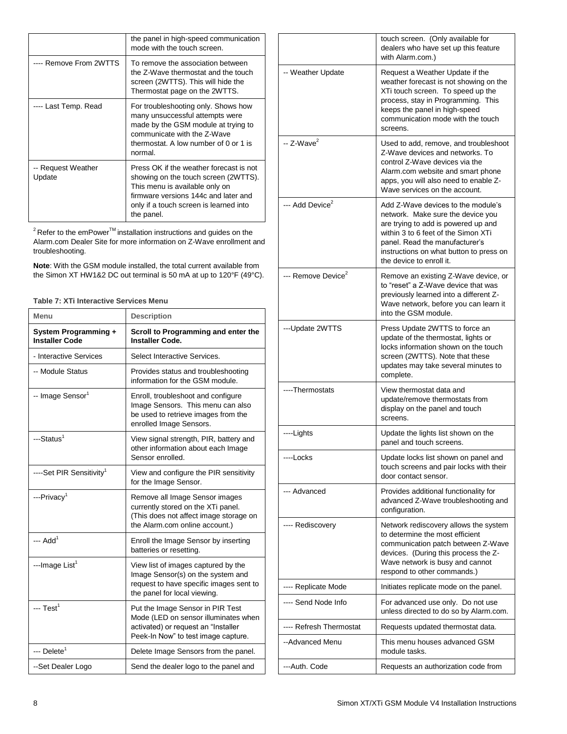| | |
|---|---|
| | the panel in high-speed communication mode with the touch screen. |
| ---- Remove From 2WTTS | To remove the association between the Z-Wave thermostat and the touch screen (2WTTS). This will hide the Thermostat page on the 2WTTS. |
| ---- Last Temp. Read | For troubleshooting only. Shows how many unsuccessful attempts were made by the GSM module at trying to communicate with the Z-Wave thermostat. A low number of 0 or 1 is normal. |
| -- Request Weather Update | Press OK if the weather forecast is not showing on the touch screen (2WTTS). This menu is available only on firmware versions 144c and later and only if a touch screen is learned into the panel. |

[2] Refer to the emPower™ installation instructions and guides on the Alarm.com Dealer Site for more information on Z-Wave enrollment and troubleshooting.

**Note**: With the GSM module installed, the total current available from the Simon XT HW1&2 DC out terminal is 50 mA at up to 120°F (49°C).

**Table 7: XTi Interactive Services Menu**

| Menu | Description |
|---|---|
| **System Programming + Installer Code** | **Scroll to Programming and enter the Installer Code.** |
| - Interactive Services | Select Interactive Services. |
| -- Module Status | Provides status and troubleshooting information for the GSM module. |
| -- Image Sensor[1] | Enroll, troubleshoot and configure Image Sensors. This menu can also be used to retrieve images from the enrolled Image Sensors. |
| ---Status[1] | View signal strength, PIR, battery and other information about each Image Sensor enrolled. |
| ----Set PIR Sensitivity[1] | View and configure the PIR sensitivity for the Image Sensor. |
| ---Privacy[1] | Remove all Image Sensor images currently stored on the XTi panel. (This does not affect image storage on the Alarm.com online account.) |
| --- Add[1] | Enroll the Image Sensor by inserting batteries or resetting. |
| ---Image List[1] | View list of images captured by the Image Sensor(s) on the system and request to have specific images sent to the panel for local viewing. |
| --- Test[1] | Put the Image Sensor in PIR Test Mode (LED on sensor illuminates when activated) or request an "Installer Peek-In Now" to test image capture. |
| --- Delete[1] | Delete Image Sensors from the panel. |
| --Set Dealer Logo | Send the dealer logo to the panel and touch screen. (Only available for dealers who have set up this feature with Alarm.com.) |
| -- Weather Update | Request a Weather Update if the weather forecast is not showing on the XTi touch screen. To speed up the process, stay in Programming. This keeps the panel in high-speed communication mode with the touch screens. |
| -- Z-Wave[2] | Used to add, remove, and troubleshoot Z-Wave devices and networks. To control Z-Wave devices via the Alarm.com website and smart phone apps, you will also need to enable Z-Wave services on the account. |
| --- Add Device[2] | Add Z-Wave devices to the module's network. Make sure the device you are trying to add is powered up and within 3 to 6 feet of the Simon XTi panel. Read the manufacturer's instructions on what button to press on the device to enroll it. |
| --- Remove Device[2] | Remove an existing Z-Wave device, or to "reset" a Z-Wave device that was previously learned into a different Z-Wave network, before you can learn it into the GSM module. |
| ---Update 2WTTS | Press Update 2WTTS to force an update of the thermostat, lights or locks information shown on the touch screen (2WTTS). Note that these updates may take several minutes to complete. |
| ----Thermostats | View thermostat data and update/remove thermostats from display on the panel and touch screens. |
| ----Lights | Update the lights list shown on the panel and touch screens. |
| ----Locks | Update locks list shown on panel and touch screens and pair locks with their door contact sensor. |
| --- Advanced | Provides additional functionality for advanced Z-Wave troubleshooting and configuration. |
| ---- Rediscovery | Network rediscovery allows the system to determine the most efficient communication patch between Z-Wave devices. (During this process the Z-Wave network is busy and cannot respond to other commands.) |
| ---- Replicate Mode | Initiates replicate mode on the panel. |
| ---- Send Node Info | For advanced use only. Do not use unless directed to do so by Alarm.com. |
| ---- Refresh Thermostat | Requests updated thermostat data. |
| --Advanced Menu | This menu houses advanced GSM module tasks. |
| ---Auth. Code | Requests an authorization code from |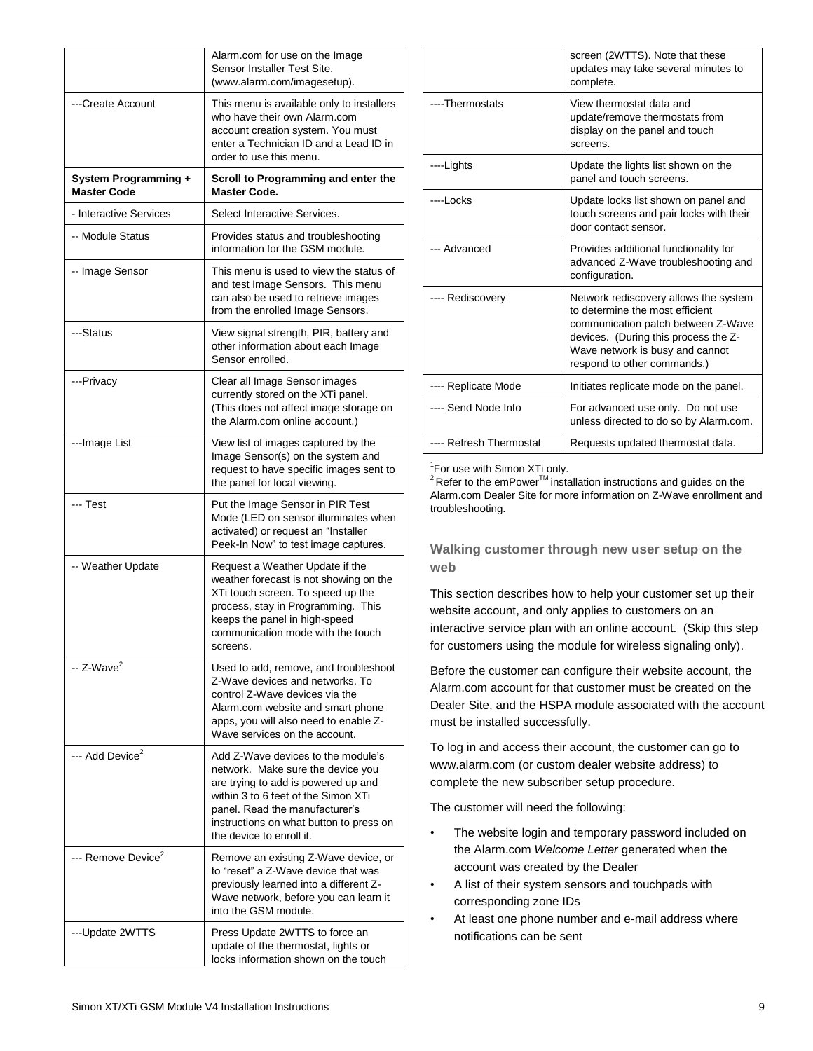| | |
|---|---|
| | Alarm.com for use on the Image Sensor Installer Test Site. (www.alarm.com/imagesetup). |
| ---Create Account | This menu is available only to installers who have their own Alarm.com account creation system. You must enter a Technician ID and a Lead ID in order to use this menu. |
| **System Programming + Master Code** | **Scroll to Programming and enter the Master Code.** |
| - Interactive Services | Select Interactive Services. |
| -- Module Status | Provides status and troubleshooting information for the GSM module. |
| -- Image Sensor | This menu is used to view the status of and test Image Sensors. This menu can also be used to retrieve images from the enrolled Image Sensors. |
| ---Status | View signal strength, PIR, battery and other information about each Image Sensor enrolled. |
| ---Privacy | Clear all Image Sensor images currently stored on the XTi panel. (This does not affect image storage on the Alarm.com online account.) |
| ---Image List | View list of images captured by the Image Sensor(s) on the system and request to have specific images sent to the panel for local viewing. |
| --- Test | Put the Image Sensor in PIR Test Mode (LED on sensor illuminates when activated) or request an "Installer Peek-In Now" to test image captures. |
| -- Weather Update | Request a Weather Update if the weather forecast is not showing on the XTi touch screen. To speed up the process, stay in Programming. This keeps the panel in high-speed communication mode with the touch screens. |
| -- Z-Wave[2] | Used to add, remove, and troubleshoot Z-Wave devices and networks. To control Z-Wave devices via the Alarm.com website and smart phone apps, you will also need to enable Z-Wave services on the account. |
| --- Add Device[2] | Add Z-Wave devices to the module's network. Make sure the device you are trying to add is powered up and within 3 to 6 feet of the Simon XTi panel. Read the manufacturer's instructions on what button to press on the device to enroll it. |
| --- Remove Device[2] | Remove an existing Z-Wave device, or to "reset" a Z-Wave device that was previously learned into a different Z-Wave network, before you can learn it into the GSM module. |
| ---Update 2WTTS | Press Update 2WTTS to force an update of the thermostat, lights or locks information shown on the touch screen (2WTTS). Note that these updates may take several minutes to complete. |
| ----Thermostats | View thermostat data and update/remove thermostats from display on the panel and touch screens. |
| ----Lights | Update the lights list shown on the panel and touch screens. |
| ----Locks | Update locks list shown on panel and touch screens and pair locks with their door contact sensor. |
| --- Advanced | Provides additional functionality for advanced Z-Wave troubleshooting and configuration. |
| ---- Rediscovery | Network rediscovery allows the system to determine the most efficient communication patch between Z-Wave devices. (During this process the Z-Wave network is busy and cannot respond to other commands.) |
| ---- Replicate Mode | Initiates replicate mode on the panel. |
| ---- Send Node Info | For advanced use only. Do not use unless directed to do so by Alarm.com. |
| ---- Refresh Thermostat | Requests updated thermostat data. |

[1]For use with Simon XTi only.
[2] Refer to the emPower™ installation instructions and guides on the Alarm.com Dealer Site for more information on Z-Wave enrollment and troubleshooting.

### Walking customer through new user setup on the web

This section describes how to help your customer set up their website account, and only applies to customers on an interactive service plan with an online account. (Skip this step for customers using the module for wireless signaling only).

Before the customer can configure their website account, the Alarm.com account for that customer must be created on the Dealer Site, and the HSPA module associated with the account must be installed successfully.

To log in and access their account, the customer can go to www.alarm.com (or custom dealer website address) to complete the new subscriber setup procedure.

The customer will need the following:

- The website login and temporary password included on the Alarm.com *Welcome Letter* generated when the account was created by the Dealer
- A list of their system sensors and touchpads with corresponding zone IDs
- At least one phone number and e-mail address where notifications can be sent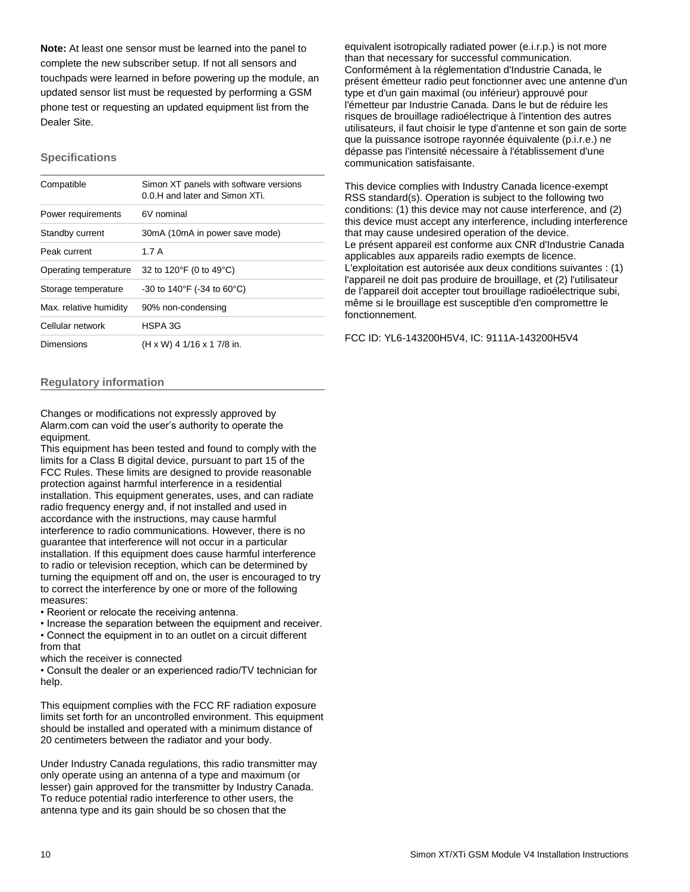**Note:** At least one sensor must be learned into the panel to complete the new subscriber setup. If not all sensors and touchpads were learned in before powering up the module, an updated sensor list must be requested by performing a GSM phone test or requesting an updated equipment list from the Dealer Site.

### Specifications

| | |
|---|---|
| Compatible | Simon XT panels with software versions 0.0.H and later and Simon XTi. |
| Power requirements | 6V nominal |
| Standby current | 30mA (10mA in power save mode) |
| Peak current | 1.7 A |
| Operating temperature | 32 to 120°F (0 to 49°C) |
| Storage temperature | -30 to 140°F (-34 to 60°C) |
| Max. relative humidity | 90% non-condensing |
| Cellular network | HSPA 3G |
| Dimensions | (H x W) 4 1/16 x 1 7/8 in. |

### Regulatory information

Changes or modifications not expressly approved by Alarm.com can void the user's authority to operate the equipment.
This equipment has been tested and found to comply with the limits for a Class B digital device, pursuant to part 15 of the FCC Rules. These limits are designed to provide reasonable protection against harmful interference in a residential installation. This equipment generates, uses, and can radiate radio frequency energy and, if not installed and used in accordance with the instructions, may cause harmful interference to radio communications. However, there is no guarantee that interference will not occur in a particular installation. If this equipment does cause harmful interference to radio or television reception, which can be determined by turning the equipment off and on, the user is encouraged to try to correct the interference by one or more of the following measures:

- Reorient or relocate the receiving antenna.
- Increase the separation between the equipment and receiver.
- Connect the equipment in to an outlet on a circuit different from that
which the receiver is connected
- Consult the dealer or an experienced radio/TV technician for help.

This equipment complies with the FCC RF radiation exposure limits set forth for an uncontrolled environment. This equipment should be installed and operated with a minimum distance of 20 centimeters between the radiator and your body.

Under Industry Canada regulations, this radio transmitter may only operate using an antenna of a type and maximum (or lesser) gain approved for the transmitter by Industry Canada. To reduce potential radio interference to other users, the antenna type and its gain should be so chosen that the equivalent isotropically radiated power (e.i.r.p.) is not more than that necessary for successful communication.
Conformément à la réglementation d'Industrie Canada, le présent émetteur radio peut fonctionner avec une antenne d'un type et d'un gain maximal (ou inférieur) approuvé pour l'émetteur par Industrie Canada. Dans le but de réduire les risques de brouillage radioélectrique à l'intention des autres utilisateurs, il faut choisir le type d'antenne et son gain de sorte que la puissance isotrope rayonnée équivalente (p.i.r.e.) ne dépasse pas l'intensité nécessaire à l'établissement d'une communication satisfaisante.

This device complies with Industry Canada licence-exempt RSS standard(s). Operation is subject to the following two conditions: (1) this device may not cause interference, and (2) this device must accept any interference, including interference that may cause undesired operation of the device.
Le présent appareil est conforme aux CNR d'Industrie Canada applicables aux appareils radio exempts de licence. L'exploitation est autorisée aux deux conditions suivantes : (1) l'appareil ne doit pas produire de brouillage, et (2) l'utilisateur de l'appareil doit accepter tout brouillage radioélectrique subi, même si le brouillage est susceptible d'en compromettre le fonctionnement.

FCC ID: YL6-143200H5V4, IC: 9111A-143200H5V4